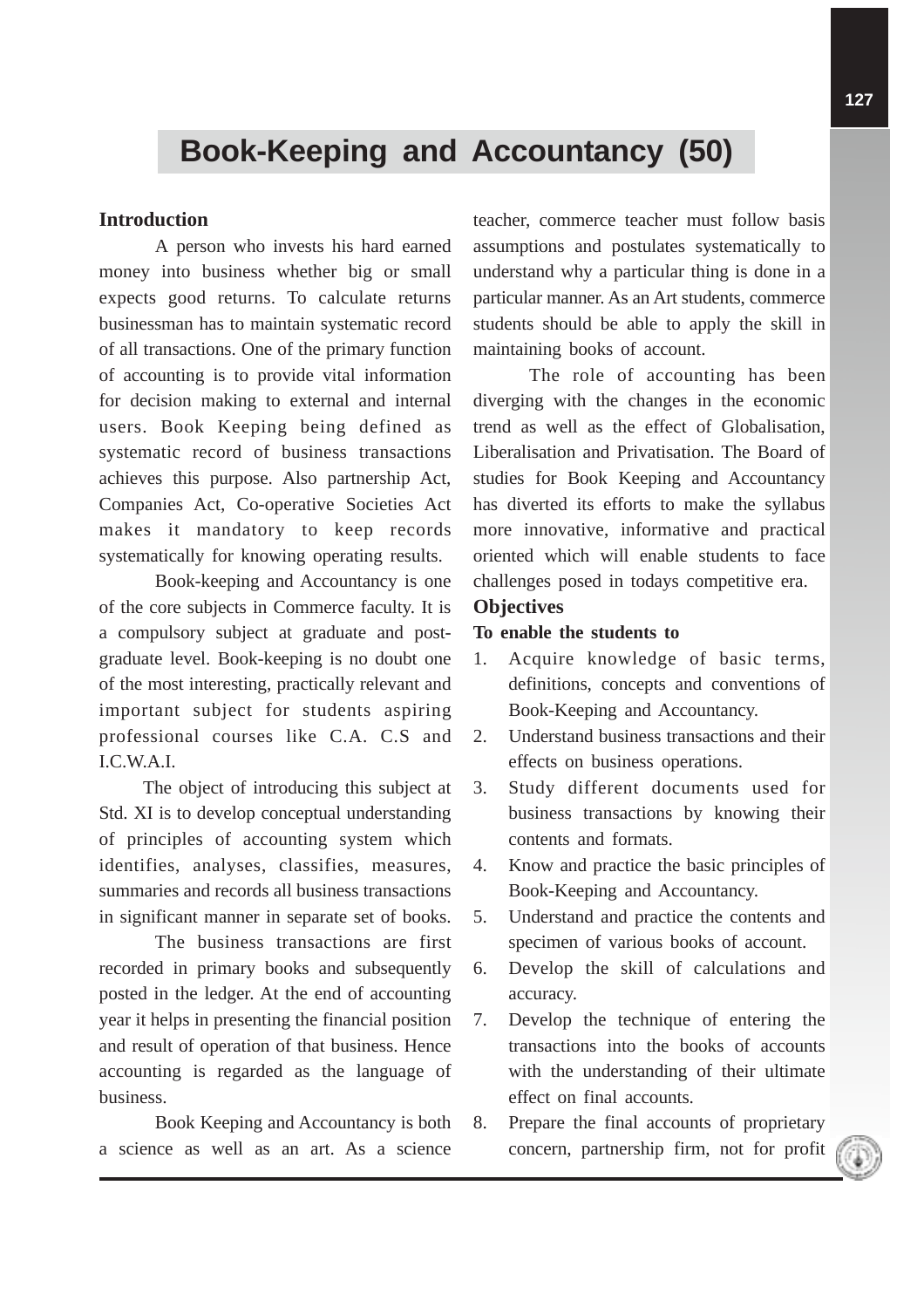# Book-Keeping and Accountancy (50)

## Introduction

A person who invests his hard earned money into business whether big or small expects good returns. To calculate returns businessman has to maintain systematic record of all transactions. One of the primary function of accounting is to provide vital information for decision making to external and internal users. Book Keeping being defined as systematic record of business transactions achieves this purpose. Also partnership Act, Companies Act, Co-operative Societies Act makes it mandatory to keep records systematically for knowing operating results.

Book-keeping and Accountancy is one of the core subjects in Commerce faculty. It is a compulsory subject at graduate and post-graduate level. Book-keeping is no doubt one of the most interesting, practically relevant and important subject for students aspiring professional courses like C.A. C.S and I.C.W.A.I.

The object of introducing this subject at Std. XI is to develop conceptual understanding of principles of accounting system which identifies, analyses, classifies, measures, summaries and records all business transactions in significant manner in separate set of books.

The business transactions are first recorded in primary books and subsequently posted in the ledger. At the end of accounting year it helps in presenting the financial position and result of operation of that business. Hence accounting is regarded as the language of business.

Book Keeping and Accountancy is both a science as well as an art. As a science teacher, commerce teacher must follow basis assumptions and postulates systematically to understand why a particular thing is done in a particular manner. As an Art students, commerce students should be able to apply the skill in maintaining books of account.

The role of accounting has been diverging with the changes in the economic trend as well as the effect of Globalisation, Liberalisation and Privatisation. The Board of studies for Book Keeping and Accountancy has diverted its efforts to make the syllabus more innovative, informative and practical oriented which will enable students to face challenges posed in todays competitive era.

## Objectives

**To enable the students to**

1. Acquire knowledge of basic terms, definitions, concepts and conventions of Book-Keeping and Accountancy.
2. Understand business transactions and their effects on business operations.
3. Study different documents used for business transactions by knowing their contents and formats.
4. Know and practice the basic principles of Book-Keeping and Accountancy.
5. Understand and practice the contents and specimen of various books of account.
6. Develop the skill of calculations and accuracy.
7. Develop the technique of entering the transactions into the books of accounts with the understanding of their ultimate effect on final accounts.
8. Prepare the final accounts of proprietary concern, partnership firm, not for profit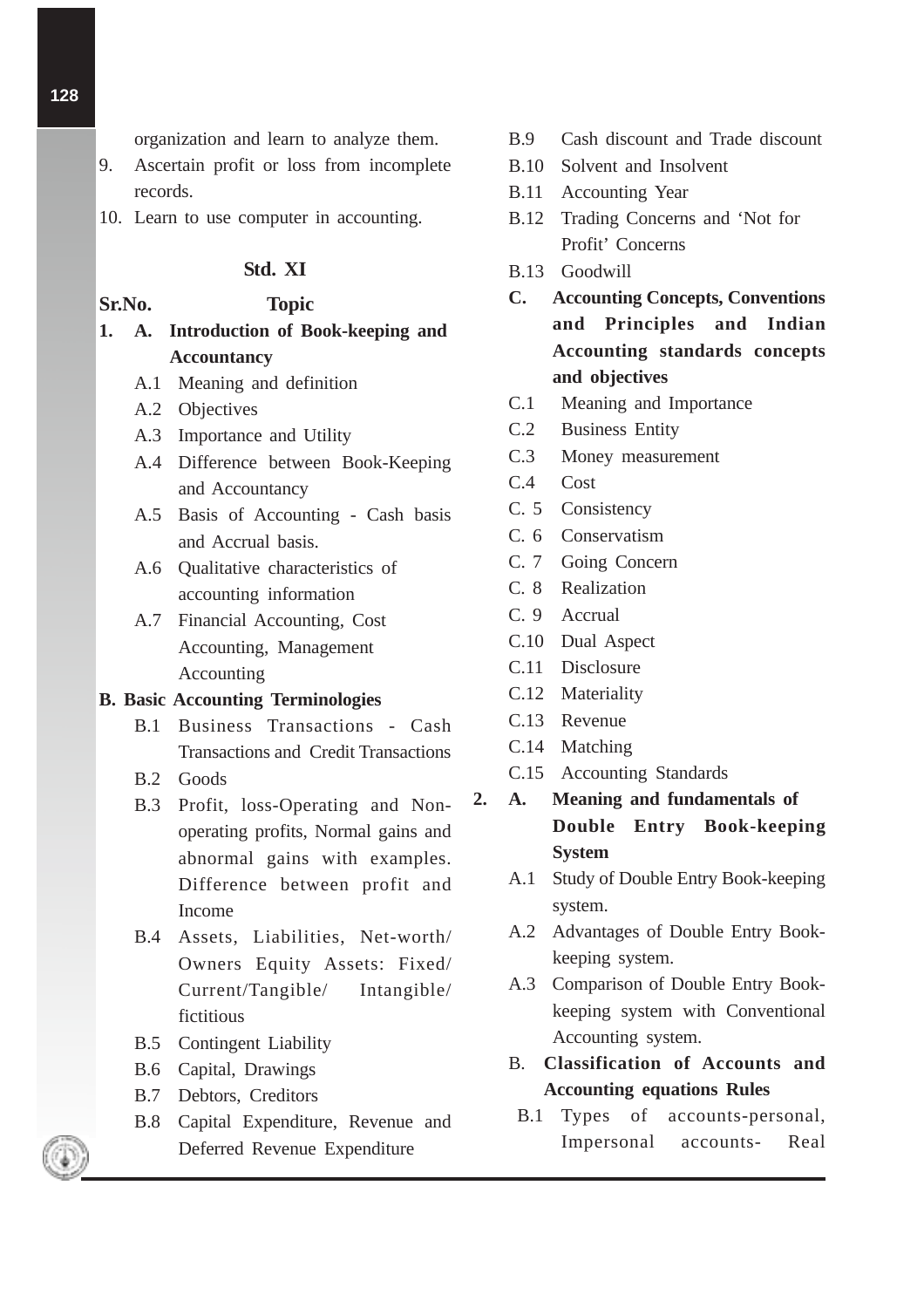organization and learn to analyze them.

9. Ascertain profit or loss from incomplete records.
10. Learn to use computer in accounting.

### Std. XI

**Sr.No. Topic**

**1. A. Introduction of Book-keeping and Accountancy**

- A.1 Meaning and definition
- A.2 Objectives
- A.3 Importance and Utility
- A.4 Difference between Book-Keeping and Accountancy
- A.5 Basis of Accounting - Cash basis and Accrual basis.
- A.6 Qualitative characteristics of accounting information
- A.7 Financial Accounting, Cost Accounting, Management Accounting

**B. Basic Accounting Terminologies**

- B.1 Business Transactions - Cash Transactions and Credit Transactions
- B.2 Goods
- B.3 Profit, loss-Operating and Non-operating profits, Normal gains and abnormal gains with examples. Difference between profit and Income
- B.4 Assets, Liabilities, Net-worth/ Owners Equity Assets: Fixed/ Current/Tangible/ Intangible/ fictitious
- B.5 Contingent Liability
- B.6 Capital, Drawings
- B.7 Debtors, Creditors
- B.8 Capital Expenditure, Revenue and Deferred Revenue Expenditure
- B.9 Cash discount and Trade discount
- B.10 Solvent and Insolvent
- B.11 Accounting Year
- B.12 Trading Concerns and 'Not for Profit' Concerns
- B.13 Goodwill

**C. Accounting Concepts, Conventions and Principles and Indian Accounting standards concepts and objectives**

- C.1 Meaning and Importance
- C.2 Business Entity
- C.3 Money measurement
- C.4 Cost
- C. 5 Consistency
- C. 6 Conservatism
- C. 7 Going Concern
- C. 8 Realization
- C. 9 Accrual
- C.10 Dual Aspect
- C.11 Disclosure
- C.12 Materiality
- C.13 Revenue
- C.14 Matching
- C.15 Accounting Standards

**2. A. Meaning and fundamentals of Double Entry Book-keeping System**

- A.1 Study of Double Entry Book-keeping system.
- A.2 Advantages of Double Entry Book-keeping system.
- A.3 Comparison of Double Entry Book-keeping system with Conventional Accounting system.

**B. Classification of Accounts and Accounting equations Rules**

- B.1 Types of accounts-personal, Impersonal accounts- Real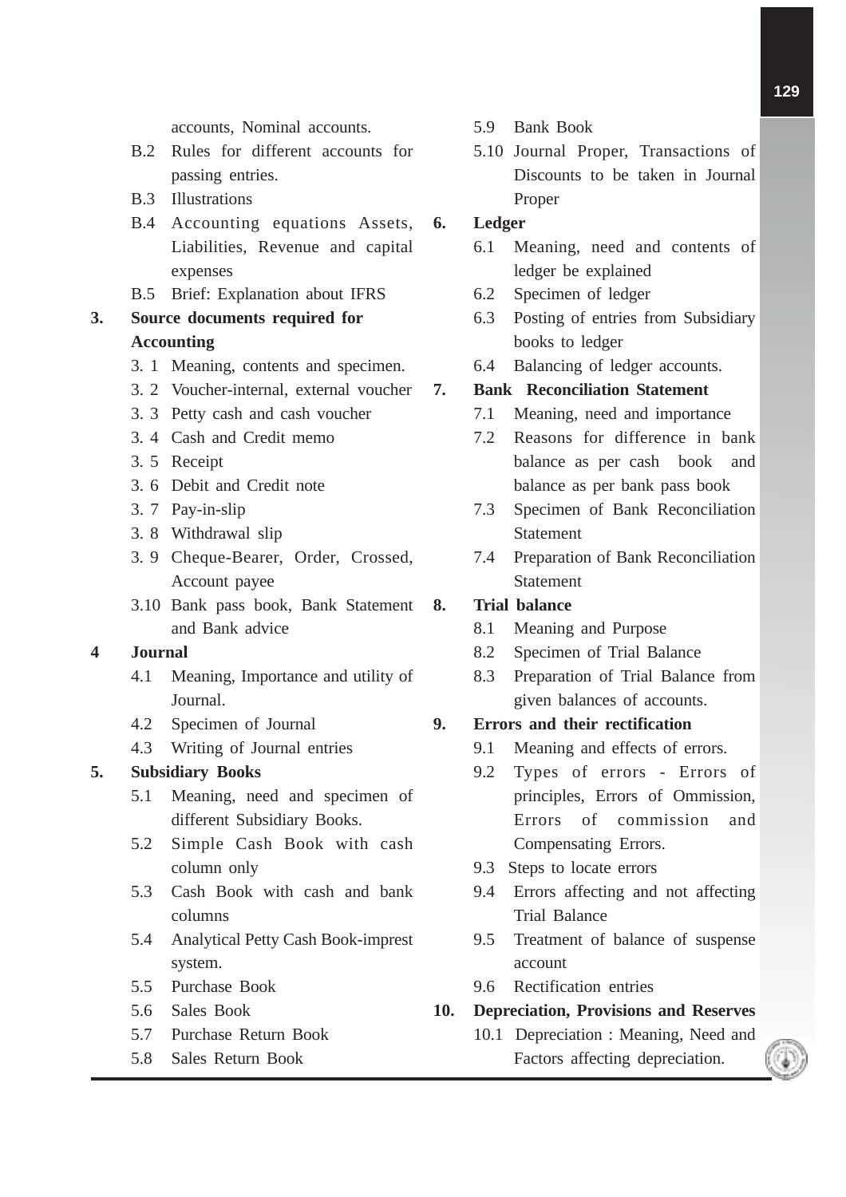accounts, Nominal accounts.

- B.2 Rules for different accounts for passing entries.
- B.3 Illustrations
- B.4 Accounting equations Assets, Liabilities, Revenue and capital expenses
- B.5 Brief: Explanation about IFRS

**3. Source documents required for Accounting**

- 3. 1 Meaning, contents and specimen.
- 3. 2 Voucher-internal, external voucher
- 3. 3 Petty cash and cash voucher
- 3. 4 Cash and Credit memo
- 3. 5 Receipt
- 3. 6 Debit and Credit note
- 3. 7 Pay-in-slip
- 3. 8 Withdrawal slip
- 3. 9 Cheque-Bearer, Order, Crossed, Account payee
- 3.10 Bank pass book, Bank Statement and Bank advice

**4 Journal**

- 4.1 Meaning, Importance and utility of Journal.
- 4.2 Specimen of Journal
- 4.3 Writing of Journal entries

**5. Subsidiary Books**

- 5.1 Meaning, need and specimen of different Subsidiary Books.
- 5.2 Simple Cash Book with cash column only
- 5.3 Cash Book with cash and bank columns
- 5.4 Analytical Petty Cash Book-imprest system.
- 5.5 Purchase Book
- 5.6 Sales Book
- 5.7 Purchase Return Book
- 5.8 Sales Return Book
- 5.9 Bank Book
- 5.10 Journal Proper, Transactions of Discounts to be taken in Journal Proper

**6. Ledger**

- 6.1 Meaning, need and contents of ledger be explained
- 6.2 Specimen of ledger
- 6.3 Posting of entries from Subsidiary books to ledger
- 6.4 Balancing of ledger accounts.

**7. Bank Reconciliation Statement**

- 7.1 Meaning, need and importance
- 7.2 Reasons for difference in bank balance as per cash book and balance as per bank pass book
- 7.3 Specimen of Bank Reconciliation Statement
- 7.4 Preparation of Bank Reconciliation Statement

**8. Trial balance**

- 8.1 Meaning and Purpose
- 8.2 Specimen of Trial Balance
- 8.3 Preparation of Trial Balance from given balances of accounts.

**9. Errors and their rectification**

- 9.1 Meaning and effects of errors.
- 9.2 Types of errors - Errors of principles, Errors of Ommission, Errors of commission and Compensating Errors.
- 9.3 Steps to locate errors
- 9.4 Errors affecting and not affecting Trial Balance
- 9.5 Treatment of balance of suspense account
- 9.6 Rectification entries

**10. Depreciation, Provisions and Reserves**

- 10.1 Depreciation : Meaning, Need and Factors affecting depreciation.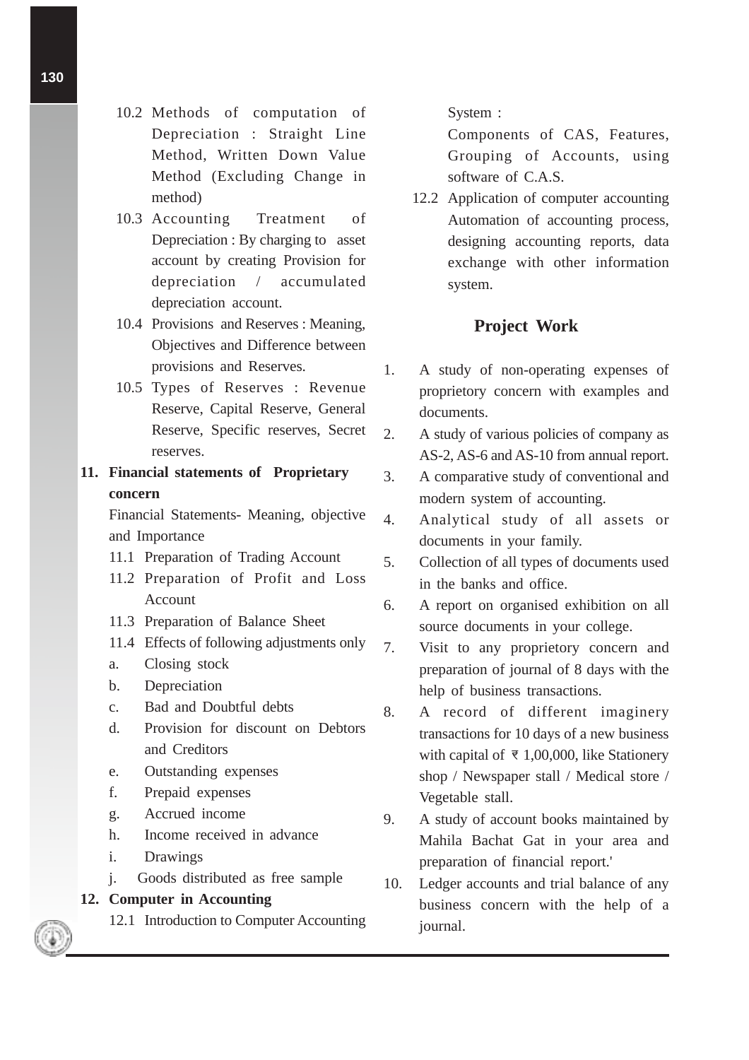10.2 Methods of computation of Depreciation : Straight Line Method, Written Down Value Method (Excluding Change in method)

10.3 Accounting Treatment of Depreciation : By charging to asset account by creating Provision for depreciation / accumulated depreciation account.

10.4 Provisions and Reserves : Meaning, Objectives and Difference between provisions and Reserves.

10.5 Types of Reserves : Revenue Reserve, Capital Reserve, General Reserve, Specific reserves, Secret reserves.

**11. Financial statements of Proprietary concern**

Financial Statements- Meaning, objective and Importance

11.1 Preparation of Trading Account

11.2 Preparation of Profit and Loss Account

11.3 Preparation of Balance Sheet

11.4 Effects of following adjustments only

a. Closing stock
b. Depreciation
c. Bad and Doubtful debts
d. Provision for discount on Debtors and Creditors
e. Outstanding expenses
f. Prepaid expenses
g. Accrued income
h. Income received in advance
i. Drawings
j. Goods distributed as free sample

**12. Computer in Accounting**

12.1 Introduction to Computer Accounting System :

Components of CAS, Features, Grouping of Accounts, using software of C.A.S.

12.2 Application of computer accounting Automation of accounting process, designing accounting reports, data exchange with other information system.

## Project Work

1. A study of non-operating expenses of proprietory concern with examples and documents.
2. A study of various policies of company as AS-2, AS-6 and AS-10 from annual report.
3. A comparative study of conventional and modern system of accounting.
4. Analytical study of all assets or documents in your family.
5. Collection of all types of documents used in the banks and office.
6. A report on organised exhibition on all source documents in your college.
7. Visit to any proprietory concern and preparation of journal of 8 days with the help of business transactions.
8. A record of different imaginery transactions for 10 days of a new business with capital of ₹ 1,00,000, like Stationery shop / Newspaper stall / Medical store / Vegetable stall.
9. A study of account books maintained by Mahila Bachat Gat in your area and preparation of financial report.'
10. Ledger accounts and trial balance of any business concern with the help of a journal.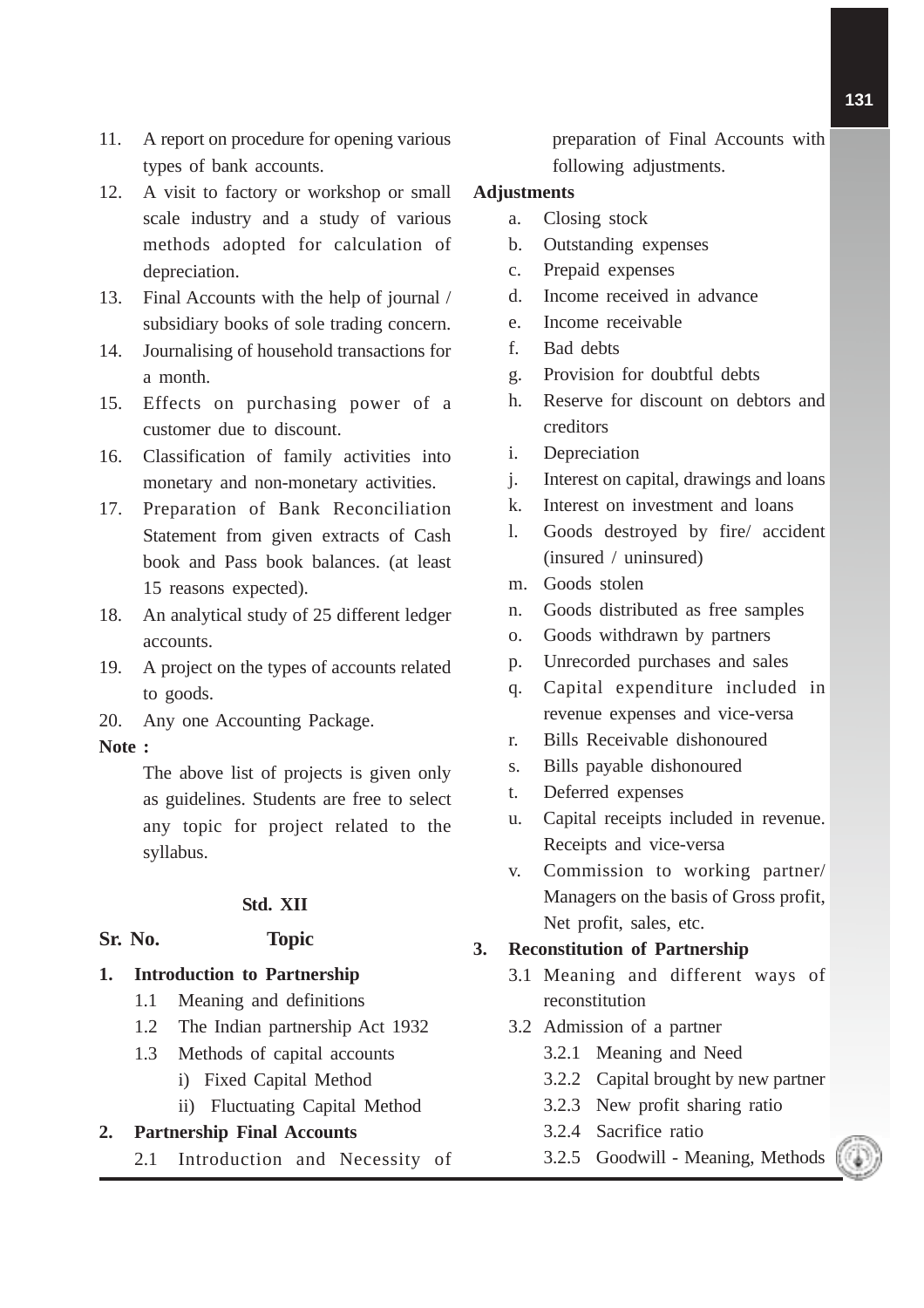11. A report on procedure for opening various types of bank accounts.
12. A visit to factory or workshop or small scale industry and a study of various methods adopted for calculation of depreciation.
13. Final Accounts with the help of journal / subsidiary books of sole trading concern.
14. Journalising of household transactions for a month.
15. Effects on purchasing power of a customer due to discount.
16. Classification of family activities into monetary and non-monetary activities.
17. Preparation of Bank Reconciliation Statement from given extracts of Cash book and Pass book balances. (at least 15 reasons expected).
18. An analytical study of 25 different ledger accounts.
19. A project on the types of accounts related to goods.
20. Any one Accounting Package.

**Note :**

The above list of projects is given only as guidelines. Students are free to select any topic for project related to the syllabus.

**Std. XII**

**Sr. No. Topic**

**1. Introduction to Partnership**

- 1.1 Meaning and definitions
- 1.2 The Indian partnership Act 1932
- 1.3 Methods of capital accounts
  - i) Fixed Capital Method
  - ii) Fluctuating Capital Method

**2. Partnership Final Accounts**

- 2.1 Introduction and Necessity of preparation of Final Accounts with following adjustments.

**Adjustments**

- a. Closing stock
- b. Outstanding expenses
- c. Prepaid expenses
- d. Income received in advance
- e. Income receivable
- f. Bad debts
- g. Provision for doubtful debts
- h. Reserve for discount on debtors and creditors
- i. Depreciation
- j. Interest on capital, drawings and loans
- k. Interest on investment and loans
- l. Goods destroyed by fire/ accident (insured / uninsured)
- m. Goods stolen
- n. Goods distributed as free samples
- o. Goods withdrawn by partners
- p. Unrecorded purchases and sales
- q. Capital expenditure included in revenue expenses and vice-versa
- r. Bills Receivable dishonoured
- s. Bills payable dishonoured
- t. Deferred expenses
- u. Capital receipts included in revenue. Receipts and vice-versa
- v. Commission to working partner/ Managers on the basis of Gross profit, Net profit, sales, etc.

**3. Reconstitution of Partnership**

- 3.1 Meaning and different ways of reconstitution
- 3.2 Admission of a partner
  - 3.2.1 Meaning and Need
  - 3.2.2 Capital brought by new partner
  - 3.2.3 New profit sharing ratio
  - 3.2.4 Sacrifice ratio
  - 3.2.5 Goodwill - Meaning, Methods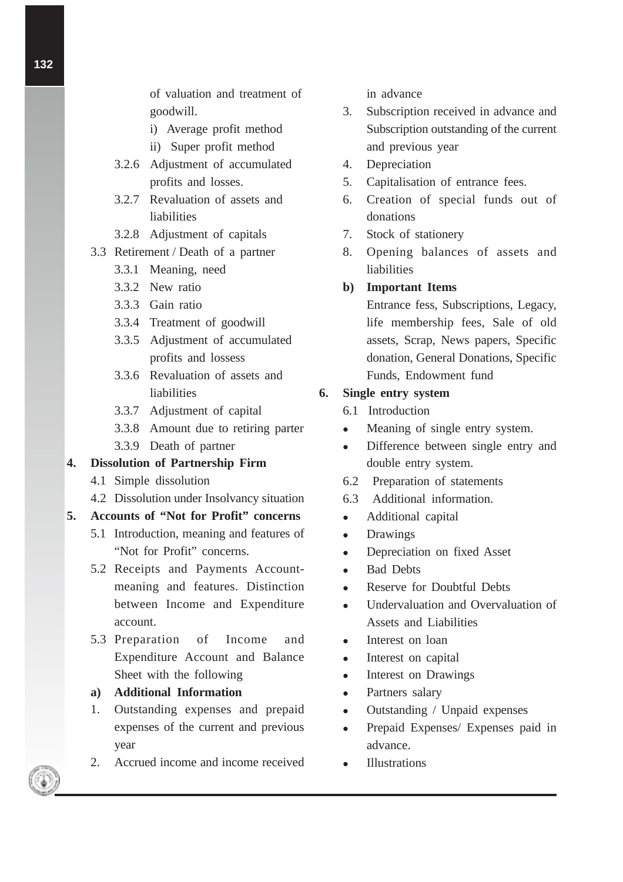of valuation and treatment of goodwill.

   i) Average profit method

   ii) Super profit method

- 3.2.6 Adjustment of accumulated profits and losses.
- 3.2.7 Revaluation of assets and liabilities
- 3.2.8 Adjustment of capitals

3.3 Retirement / Death of a partner

- 3.3.1 Meaning, need
- 3.3.2 New ratio
- 3.3.3 Gain ratio
- 3.3.4 Treatment of goodwill
- 3.3.5 Adjustment of accumulated profits and lossess
- 3.3.6 Revaluation of assets and liabilities
- 3.3.7 Adjustment of capital
- 3.3.8 Amount due to retiring parter
- 3.3.9 Death of partner

**4. Dissolution of Partnership Firm**

4.1 Simple dissolution

4.2 Dissolution under Insolvancy situation

**5. Accounts of "Not for Profit" concerns**

5.1 Introduction, meaning and features of "Not for Profit" concerns.

5.2 Receipts and Payments Account- meaning and features. Distinction between Income and Expenditure account.

5.3 Preparation of Income and Expenditure Account and Balance Sheet with the following

**a) Additional Information**

1. Outstanding expenses and prepaid expenses of the current and previous year
2. Accrued income and income received in advance
3. Subscription received in advance and Subscription outstanding of the current and previous year
4. Depreciation
5. Capitalisation of entrance fees.
6. Creation of special funds out of donations
7. Stock of stationery
8. Opening balances of assets and liabilities

**b) Important Items**

Entrance fess, Subscriptions, Legacy, life membership fees, Sale of old assets, Scrap, News papers, Specific donation, General Donations, Specific Funds, Endowment fund

**6. Single entry system**

6.1 Introduction

- Meaning of single entry system.
- Difference between single entry and double entry system.

6.2 Preparation of statements

6.3 Additional information.

- Additional capital
- Drawings
- Depreciation on fixed Asset
- Bad Debts
- Reserve for Doubtful Debts
- Undervaluation and Overvaluation of Assets and Liabilities
- Interest on loan
- Interest on capital
- Interest on Drawings
- Partners salary
- Outstanding / Unpaid expenses
- Prepaid Expenses/ Expenses paid in advance.
- Illustrations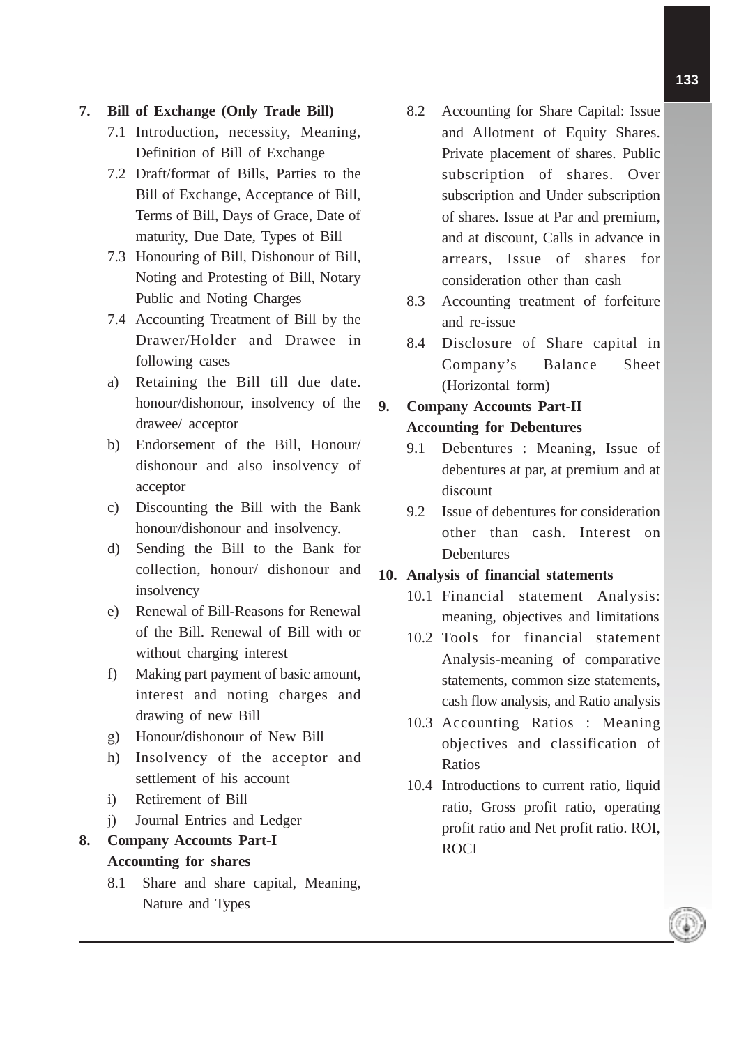**7. Bill of Exchange (Only Trade Bill)**

7.1 Introduction, necessity, Meaning, Definition of Bill of Exchange

7.2 Draft/format of Bills, Parties to the Bill of Exchange, Acceptance of Bill, Terms of Bill, Days of Grace, Date of maturity, Due Date, Types of Bill

7.3 Honouring of Bill, Dishonour of Bill, Noting and Protesting of Bill, Notary Public and Noting Charges

7.4 Accounting Treatment of Bill by the Drawer/Holder and Drawee in following cases

a) Retaining the Bill till due date. honour/dishonour, insolvency of the drawee/ acceptor

b) Endorsement of the Bill, Honour/ dishonour and also insolvency of acceptor

c) Discounting the Bill with the Bank honour/dishonour and insolvency.

d) Sending the Bill to the Bank for collection, honour/ dishonour and insolvency

e) Renewal of Bill-Reasons for Renewal of the Bill. Renewal of Bill with or without charging interest

f) Making part payment of basic amount, interest and noting charges and drawing of new Bill

g) Honour/dishonour of New Bill

h) Insolvency of the acceptor and settlement of his account

i) Retirement of Bill

j) Journal Entries and Ledger

**8. Company Accounts Part-I**
**Accounting for shares**

8.1 Share and share capital, Meaning, Nature and Types

8.2 Accounting for Share Capital: Issue and Allotment of Equity Shares. Private placement of shares. Public subscription of shares. Over subscription and Under subscription of shares. Issue at Par and premium, and at discount, Calls in advance in arrears, Issue of shares for consideration other than cash

8.3 Accounting treatment of forfeiture and re-issue

8.4 Disclosure of Share capital in Company's Balance Sheet (Horizontal form)

**9. Company Accounts Part-II**
**Accounting for Debentures**

9.1 Debentures : Meaning, Issue of debentures at par, at premium and at discount

9.2 Issue of debentures for consideration other than cash. Interest on Debentures

**10. Analysis of financial statements**

10.1 Financial statement Analysis: meaning, objectives and limitations

10.2 Tools for financial statement Analysis-meaning of comparative statements, common size statements, cash flow analysis, and Ratio analysis

10.3 Accounting Ratios : Meaning objectives and classification of Ratios

10.4 Introductions to current ratio, liquid ratio, Gross profit ratio, operating profit ratio and Net profit ratio. ROI, ROCI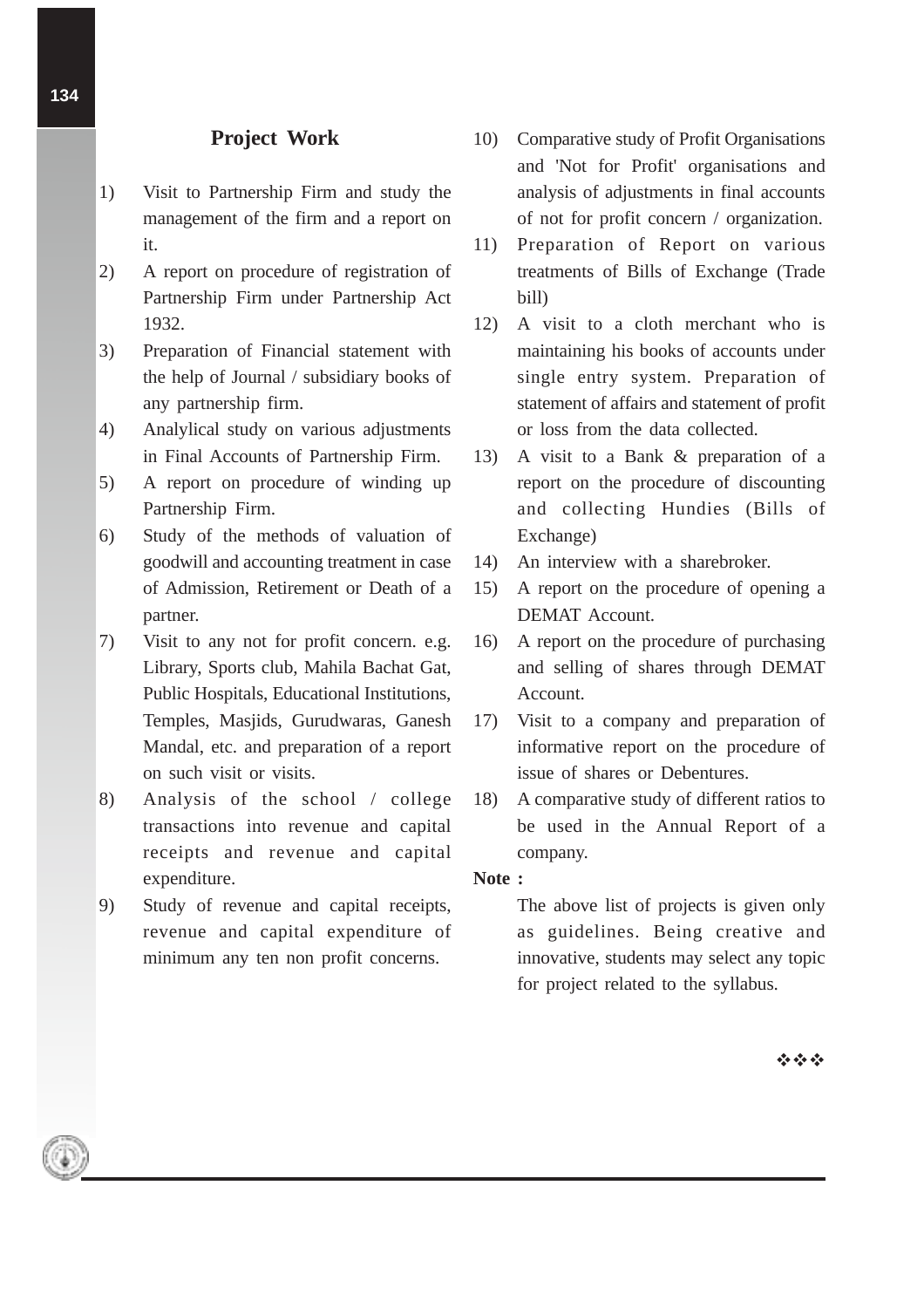## Project Work

1) Visit to Partnership Firm and study the management of the firm and a report on it.
2) A report on procedure of registration of Partnership Firm under Partnership Act 1932.
3) Preparation of Financial statement with the help of Journal / subsidiary books of any partnership firm.
4) Analylical study on various adjustments in Final Accounts of Partnership Firm.
5) A report on procedure of winding up Partnership Firm.
6) Study of the methods of valuation of goodwill and accounting treatment in case of Admission, Retirement or Death of a partner.
7) Visit to any not for profit concern. e.g. Library, Sports club, Mahila Bachat Gat, Public Hospitals, Educational Institutions, Temples, Masjids, Gurudwaras, Ganesh Mandal, etc. and preparation of a report on such visit or visits.
8) Analysis of the school / college transactions into revenue and capital receipts and revenue and capital expenditure.
9) Study of revenue and capital receipts, revenue and capital expenditure of minimum any ten non profit concerns.
10) Comparative study of Profit Organisations and 'Not for Profit' organisations and analysis of adjustments in final accounts of not for profit concern / organization.
11) Preparation of Report on various treatments of Bills of Exchange (Trade bill)
12) A visit to a cloth merchant who is maintaining his books of accounts under single entry system. Preparation of statement of affairs and statement of profit or loss from the data collected.
13) A visit to a Bank & preparation of a report on the procedure of discounting and collecting Hundies (Bills of Exchange)
14) An interview with a sharebroker.
15) A report on the procedure of opening a DEMAT Account.
16) A report on the procedure of purchasing and selling of shares through DEMAT Account.
17) Visit to a company and preparation of informative report on the procedure of issue of shares or Debentures.
18) A comparative study of different ratios to be used in the Annual Report of a company.

**Note :**

The above list of projects is given only as guidelines. Being creative and innovative, students may select any topic for project related to the syllabus.

❖❖❖